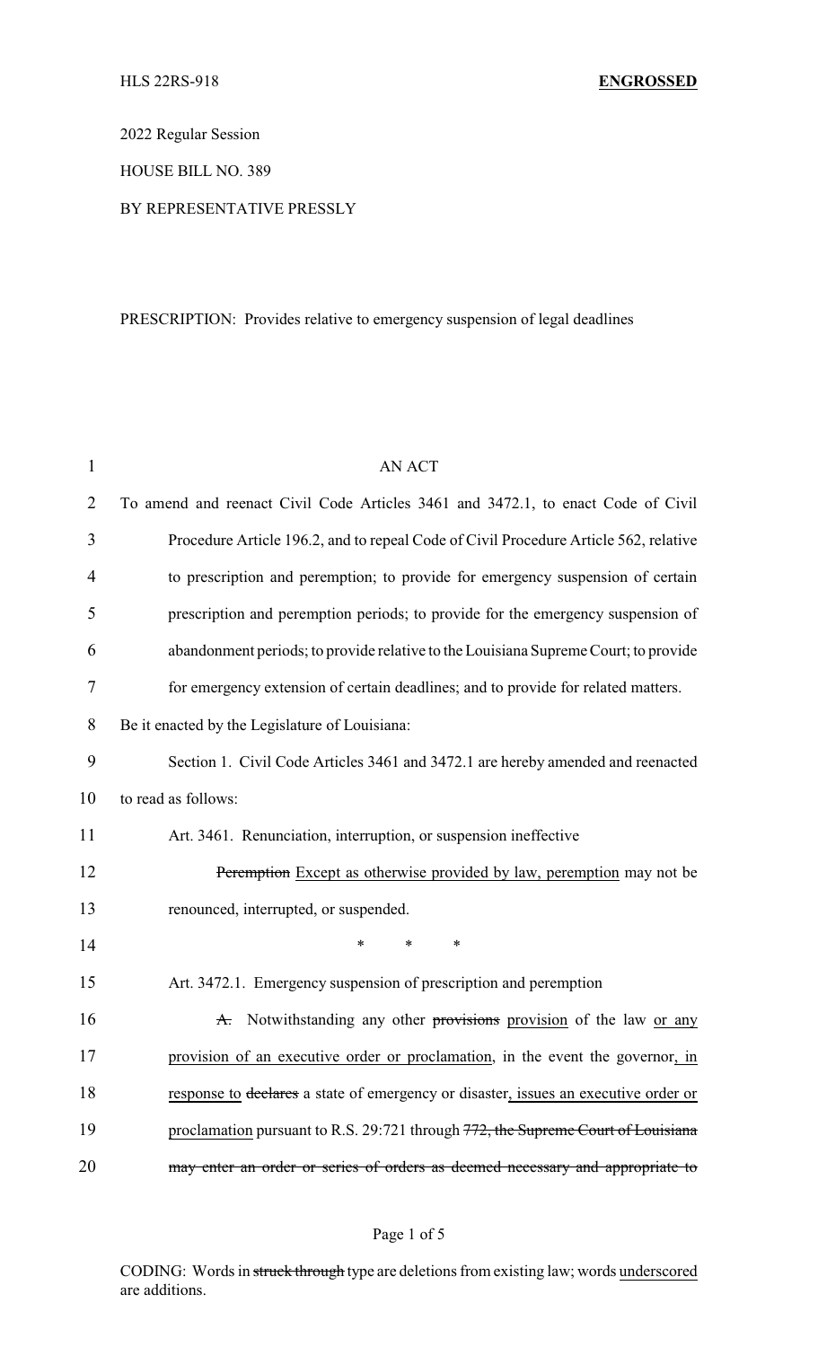HLS 22RS-918 **ENGROSSED**

2022 Regular Session

HOUSE BILL NO. 389

BY REPRESENTATIVE PRESSLY

PRESCRIPTION: Provides relative to emergency suspension of legal deadlines

AN ACT

To amend and reenact Civil Code Articles 3461 and 3472.1, to enact Code of Civil Procedure Article 196.2, and to repeal Code of Civil Procedure Article 562, relative to prescription and peremption; to provide for emergency suspension of certain prescription and peremption periods; to provide for the emergency suspension of abandonment periods; to provide relative to the Louisiana Supreme Court; to provide for emergency extension of certain deadlines; and to provide for related matters.

Be it enacted by the Legislature of Louisiana:

Section 1. Civil Code Articles 3461 and 3472.1 are hereby amended and reenacted to read as follows:

Art. 3461. Renunciation, interruption, or suspension ineffective

~~Peremption~~ <u>Except as otherwise provided by law, peremption</u> may not be renounced, interrupted, or suspended.

\* \* \*

Art. 3472.1. Emergency suspension of prescription and peremption

~~A.~~ Notwithstanding any other ~~provisions~~ <u>provision</u> of the law <u>or any provision of an executive order or proclamation</u>, in the event the governor<u>, in response to</u> ~~declares~~ a state of emergency or disaster<u>, issues an executive order or proclamation</u> pursuant to R.S. 29:721 through ~~772, the Supreme Court of Louisiana may enter an order or series of orders as deemed necessary and appropriate to~~

CODING: Words in ~~struck through~~ type are deletions from existing law; words <u>underscored</u> are additions.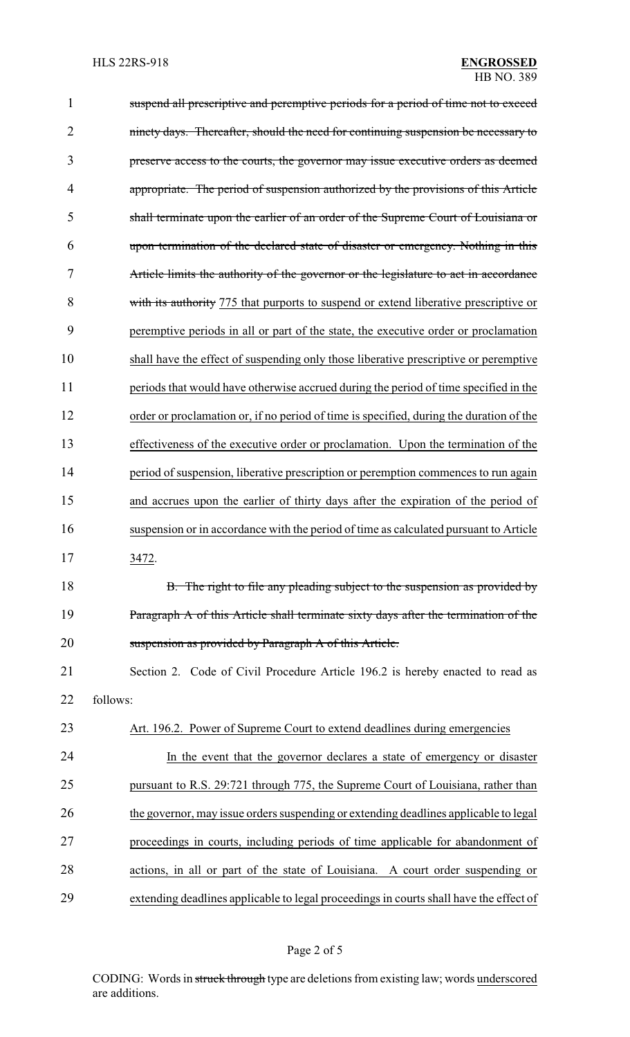suspend all prescriptive and peremptive periods for a period of time not to exceed ninety days. Thereafter, should the need for continuing suspension be necessary to preserve access to the courts, the governor may issue executive orders as deemed appropriate. The period of suspension authorized by the provisions of this Article shall terminate upon the earlier of an order of the Supreme Court of Louisiana or upon termination of the declared state of disaster or emergency. Nothing in this Article limits the authority of the governor or the legislature to act in accordance with its authority 775 that purports to suspend or extend liberative prescriptive or peremptive periods in all or part of the state, the executive order or proclamation shall have the effect of suspending only those liberative prescriptive or peremptive periods that would have otherwise accrued during the period of time specified in the order or proclamation or, if no period of time is specified, during the duration of the effectiveness of the executive order or proclamation. Upon the termination of the period of suspension, liberative prescription or peremption commences to run again and accrues upon the earlier of thirty days after the expiration of the period of suspension or in accordance with the period of time as calculated pursuant to Article 3472.

B. The right to file any pleading subject to the suspension as provided by Paragraph A of this Article shall terminate sixty days after the termination of the suspension as provided by Paragraph A of this Article.

Section 2. Code of Civil Procedure Article 196.2 is hereby enacted to read as follows:

Art. 196.2. Power of Supreme Court to extend deadlines during emergencies

In the event that the governor declares a state of emergency or disaster pursuant to R.S. 29:721 through 775, the Supreme Court of Louisiana, rather than the governor, may issue orders suspending or extending deadlines applicable to legal proceedings in courts, including periods of time applicable for abandonment of actions, in all or part of the state of Louisiana. A court order suspending or extending deadlines applicable to legal proceedings in courts shall have the effect of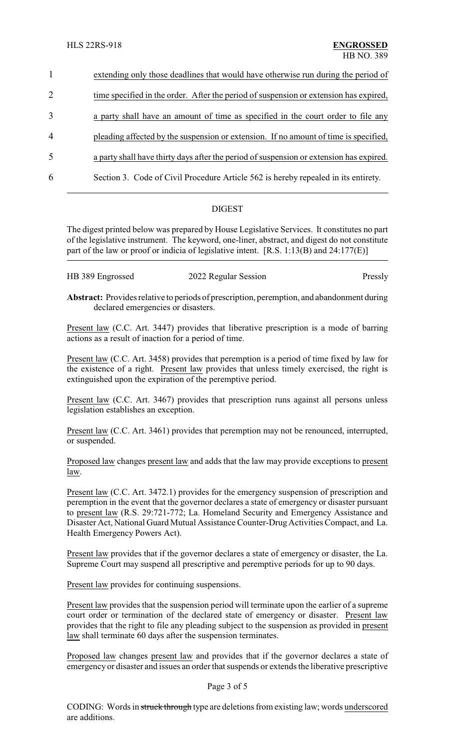extending only those deadlines that would have otherwise run during the period of time specified in the order. After the period of suspension or extension has expired, a party shall have an amount of time as specified in the court order to file any pleading affected by the suspension or extension. If no amount of time is specified, a party shall have thirty days after the period of suspension or extension has expired.

Section 3. Code of Civil Procedure Article 562 is hereby repealed in its entirety.

## DIGEST

The digest printed below was prepared by House Legislative Services. It constitutes no part of the legislative instrument. The keyword, one-liner, abstract, and digest do not constitute part of the law or proof or indicia of legislative intent. [R.S. 1:13(B) and 24:177(E)]

HB 389 Engrossed — 2022 Regular Session — Pressly

**Abstract:** Provides relative to periods of prescription, peremption, and abandonment during declared emergencies or disasters.

Present law (C.C. Art. 3447) provides that liberative prescription is a mode of barring actions as a result of inaction for a period of time.

Present law (C.C. Art. 3458) provides that peremption is a period of time fixed by law for the existence of a right. Present law provides that unless timely exercised, the right is extinguished upon the expiration of the peremptive period.

Present law (C.C. Art. 3467) provides that prescription runs against all persons unless legislation establishes an exception.

Present law (C.C. Art. 3461) provides that peremption may not be renounced, interrupted, or suspended.

Proposed law changes present law and adds that the law may provide exceptions to present law.

Present law (C.C. Art. 3472.1) provides for the emergency suspension of prescription and peremption in the event that the governor declares a state of emergency or disaster pursuant to present law (R.S. 29:721-772; La. Homeland Security and Emergency Assistance and Disaster Act, National Guard Mutual Assistance Counter-Drug Activities Compact, and La. Health Emergency Powers Act).

Present law provides that if the governor declares a state of emergency or disaster, the La. Supreme Court may suspend all prescriptive and peremptive periods for up to 90 days.

Present law provides for continuing suspensions.

Present law provides that the suspension period will terminate upon the earlier of a supreme court order or termination of the declared state of emergency or disaster. Present law provides that the right to file any pleading subject to the suspension as provided in present law shall terminate 60 days after the suspension terminates.

Proposed law changes present law and provides that if the governor declares a state of emergency or disaster and issues an order that suspends or extends the liberative prescriptive

CODING: Words in ~~struck through~~ type are deletions from existing law; words underscored are additions.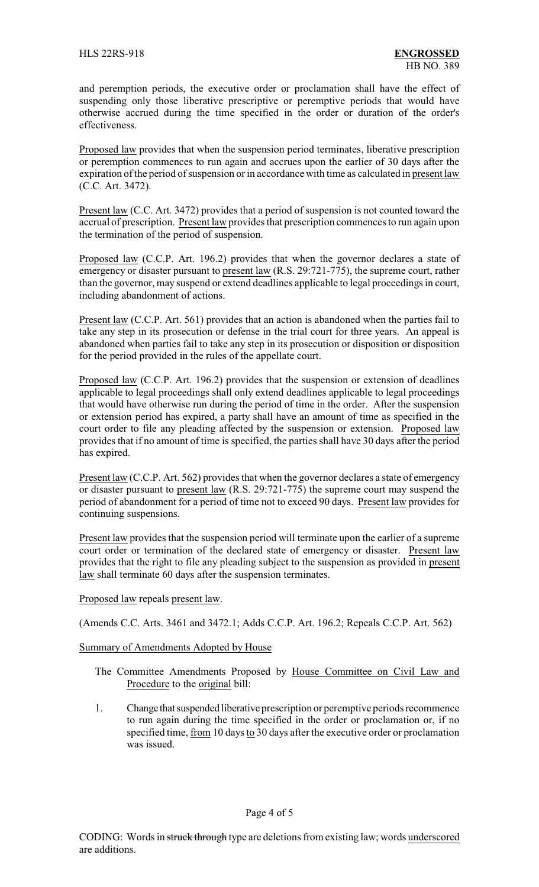and peremption periods, the executive order or proclamation shall have the effect of suspending only those liberative prescriptive or peremptive periods that would have otherwise accrued during the time specified in the order or duration of the order's effectiveness.

Proposed law provides that when the suspension period terminates, liberative prescription or peremption commences to run again and accrues upon the earlier of 30 days after the expiration of the period of suspension or in accordance with time as calculated in present law (C.C. Art. 3472).

Present law (C.C. Art. 3472) provides that a period of suspension is not counted toward the accrual of prescription. Present law provides that prescription commences to run again upon the termination of the period of suspension.

Proposed law (C.C.P. Art. 196.2) provides that when the governor declares a state of emergency or disaster pursuant to present law (R.S. 29:721-775), the supreme court, rather than the governor, may suspend or extend deadlines applicable to legal proceedings in court, including abandonment of actions.

Present law (C.C.P. Art. 561) provides that an action is abandoned when the parties fail to take any step in its prosecution or defense in the trial court for three years. An appeal is abandoned when parties fail to take any step in its prosecution or disposition or disposition for the period provided in the rules of the appellate court.

Proposed law (C.C.P. Art. 196.2) provides that the suspension or extension of deadlines applicable to legal proceedings shall only extend deadlines applicable to legal proceedings that would have otherwise run during the period of time in the order. After the suspension or extension period has expired, a party shall have an amount of time as specified in the court order to file any pleading affected by the suspension or extension. Proposed law provides that if no amount of time is specified, the parties shall have 30 days after the period has expired.

Present law (C.C.P. Art. 562) provides that when the governor declares a state of emergency or disaster pursuant to present law (R.S. 29:721-775) the supreme court may suspend the period of abandonment for a period of time not to exceed 90 days. Present law provides for continuing suspensions.

Present law provides that the suspension period will terminate upon the earlier of a supreme court order or termination of the declared state of emergency or disaster. Present law provides that the right to file any pleading subject to the suspension as provided in present law shall terminate 60 days after the suspension terminates.

Proposed law repeals present law.

(Amends C.C. Arts. 3461 and 3472.1; Adds C.C.P. Art. 196.2; Repeals C.C.P. Art. 562)

Summary of Amendments Adopted by House

The Committee Amendments Proposed by House Committee on Civil Law and Procedure to the original bill:

1. Change that suspended liberative prescription or peremptive periods recommence to run again during the time specified in the order or proclamation or, if no specified time, from 10 days to 30 days after the executive order or proclamation was issued.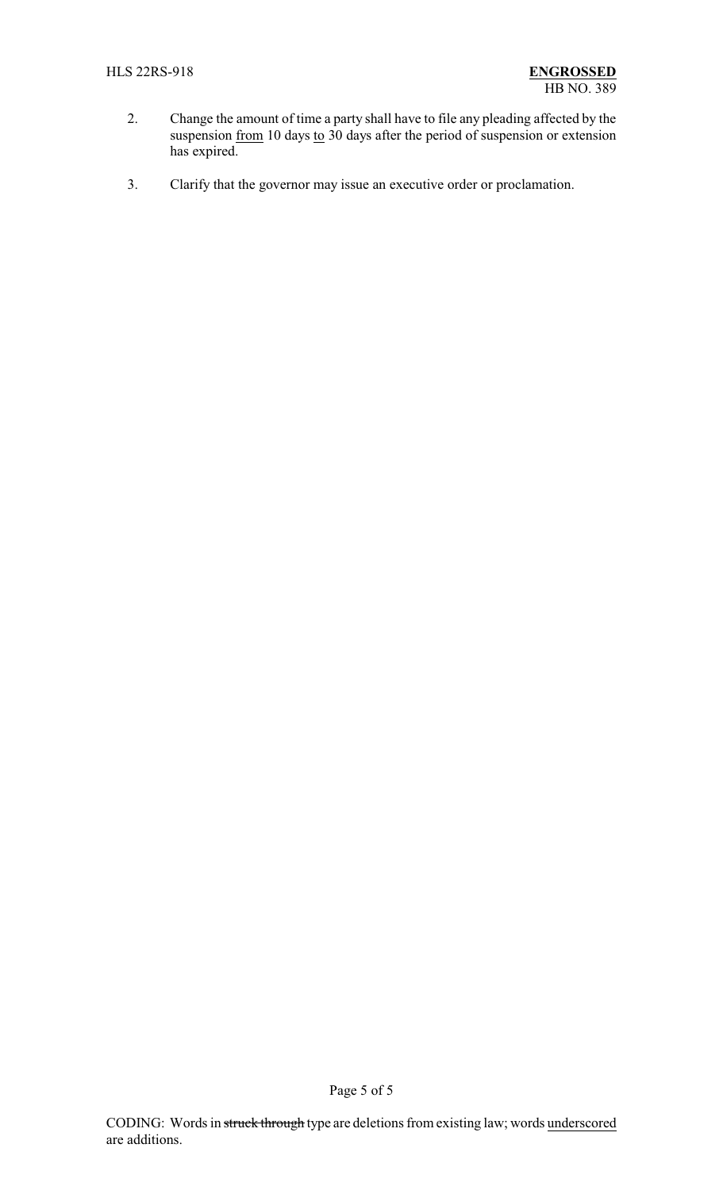2. Change the amount of time a party shall have to file any pleading affected by the suspension <u>from</u> 10 days <u>to</u> 30 days after the period of suspension or extension has expired.

3. Clarify that the governor may issue an executive order or proclamation.

CODING: Words in ~~struck through~~ type are deletions from existing law; words <u>underscored</u> are additions.